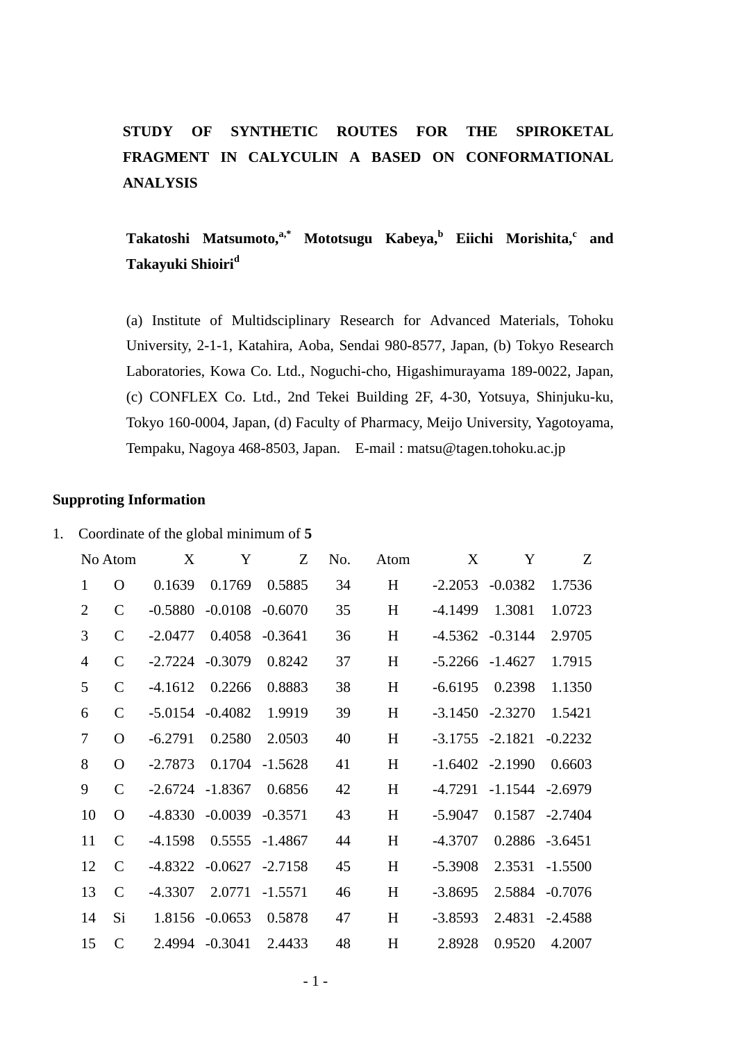# STUDY OF SYNTHETIC ROUTES FOR THE SPIROKETAL FRAGMENT IN CALYCULIN A BASED ON CONFORMATIONAL ANALYSIS

**Takatoshi Matsumoto,[a,*] Mototsugu Kabeya,[b] Eiichi Morishita,[c] and Takayuki Shioiri[d]**

(a) Institute of Multidsciplinary Research for Advanced Materials, Tohoku University, 2-1-1, Katahira, Aoba, Sendai 980-8577, Japan, (b) Tokyo Research Laboratories, Kowa Co. Ltd., Noguchi-cho, Higashimurayama 189-0022, Japan, (c) CONFLEX Co. Ltd., 2nd Tekei Building 2F, 4-30, Yotsuya, Shinjuku-ku, Tokyo 160-0004, Japan, (d) Faculty of Pharmacy, Meijo University, Yagotoyama, Tempaku, Nagoya 468-8503, Japan.  E-mail : matsu@tagen.tohoku.ac.jp

**Supproting Information**

1. Coordinate of the global minimum of **5**

| No | Atom | X | Y | Z | No. | Atom | X | Y | Z |
|---|---|---|---|---|---|---|---|---|---|
| 1 | O | 0.1639 | 0.1769 | 0.5885 | 34 | H | -2.2053 | -0.0382 | 1.7536 |
| 2 | C | -0.5880 | -0.0108 | -0.6070 | 35 | H | -4.1499 | 1.3081 | 1.0723 |
| 3 | C | -2.0477 | 0.4058 | -0.3641 | 36 | H | -4.5362 | -0.3144 | 2.9705 |
| 4 | C | -2.7224 | -0.3079 | 0.8242 | 37 | H | -5.2266 | -1.4627 | 1.7915 |
| 5 | C | -4.1612 | 0.2266 | 0.8883 | 38 | H | -6.6195 | 0.2398 | 1.1350 |
| 6 | C | -5.0154 | -0.4082 | 1.9919 | 39 | H | -3.1450 | -2.3270 | 1.5421 |
| 7 | O | -6.2791 | 0.2580 | 2.0503 | 40 | H | -3.1755 | -2.1821 | -0.2232 |
| 8 | O | -2.7873 | 0.1704 | -1.5628 | 41 | H | -1.6402 | -2.1990 | 0.6603 |
| 9 | C | -2.6724 | -1.8367 | 0.6856 | 42 | H | -4.7291 | -1.1544 | -2.6979 |
| 10 | O | -4.8330 | -0.0039 | -0.3571 | 43 | H | -5.9047 | 0.1587 | -2.7404 |
| 11 | C | -4.1598 | 0.5555 | -1.4867 | 44 | H | -4.3707 | 0.2886 | -3.6451 |
| 12 | C | -4.8322 | -0.0627 | -2.7158 | 45 | H | -5.3908 | 2.3531 | -1.5500 |
| 13 | C | -4.3307 | 2.0771 | -1.5571 | 46 | H | -3.8695 | 2.5884 | -0.7076 |
| 14 | Si | 1.8156 | -0.0653 | 0.5878 | 47 | H | -3.8593 | 2.4831 | -2.4588 |
| 15 | C | 2.4994 | -0.3041 | 2.4433 | 48 | H | 2.8928 | 0.9520 | 4.2007 |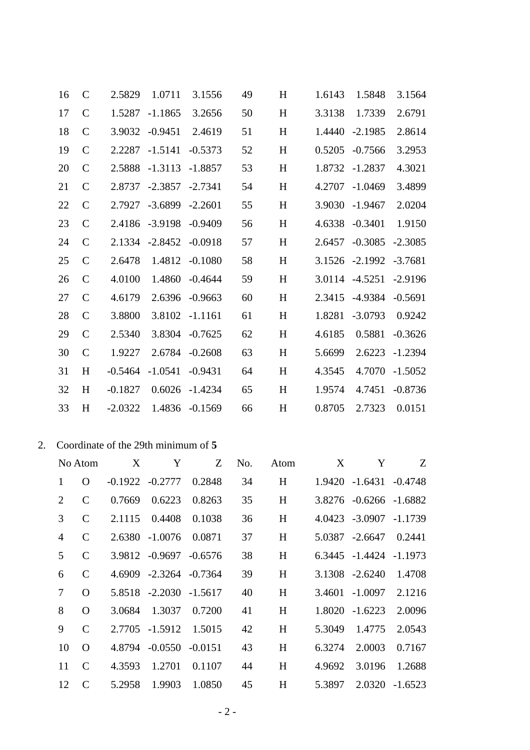| 16 | C | 2.5829 | 1.0711 | 3.1556 | 49 | H | 1.6143 | 1.5848 | 3.1564 |
|---|---|---|---|---|---|---|---|---|---|
| 17 | C | 1.5287 | -1.1865 | 3.2656 | 50 | H | 3.3138 | 1.7339 | 2.6791 |
| 18 | C | 3.9032 | -0.9451 | 2.4619 | 51 | H | 1.4440 | -2.1985 | 2.8614 |
| 19 | C | 2.2287 | -1.5141 | -0.5373 | 52 | H | 0.5205 | -0.7566 | 3.2953 |
| 20 | C | 2.5888 | -1.3113 | -1.8857 | 53 | H | 1.8732 | -1.2837 | 4.3021 |
| 21 | C | 2.8737 | -2.3857 | -2.7341 | 54 | H | 4.2707 | -1.0469 | 3.4899 |
| 22 | C | 2.7927 | -3.6899 | -2.2601 | 55 | H | 3.9030 | -1.9467 | 2.0204 |
| 23 | C | 2.4186 | -3.9198 | -0.9409 | 56 | H | 4.6338 | -0.3401 | 1.9150 |
| 24 | C | 2.1334 | -2.8452 | -0.0918 | 57 | H | 2.6457 | -0.3085 | -2.3085 |
| 25 | C | 2.6478 | 1.4812 | -0.1080 | 58 | H | 3.1526 | -2.1992 | -3.7681 |
| 26 | C | 4.0100 | 1.4860 | -0.4644 | 59 | H | 3.0114 | -4.5251 | -2.9196 |
| 27 | C | 4.6179 | 2.6396 | -0.9663 | 60 | H | 2.3415 | -4.9384 | -0.5691 |
| 28 | C | 3.8800 | 3.8102 | -1.1161 | 61 | H | 1.8281 | -3.0793 | 0.9242 |
| 29 | C | 2.5340 | 3.8304 | -0.7625 | 62 | H | 4.6185 | 0.5881 | -0.3626 |
| 30 | C | 1.9227 | 2.6784 | -0.2608 | 63 | H | 5.6699 | 2.6223 | -1.2394 |
| 31 | H | -0.5464 | -1.0541 | -0.9431 | 64 | H | 4.3545 | 4.7070 | -1.5052 |
| 32 | H | -0.1827 | 0.6026 | -1.4234 | 65 | H | 1.9574 | 4.7451 | -0.8736 |
| 33 | H | -2.0322 | 1.4836 | -0.1569 | 66 | H | 0.8705 | 2.7323 | 0.0151 |

2. Coordinate of the 29th minimum of **5**

| No | Atom | X | Y | Z | No. | Atom | X | Y | Z |
|---|---|---|---|---|---|---|---|---|---|
| 1 | O | -0.1922 | -0.2777 | 0.2848 | 34 | H | 1.9420 | -1.6431 | -0.4748 |
| 2 | C | 0.7669 | 0.6223 | 0.8263 | 35 | H | 3.8276 | -0.6266 | -1.6882 |
| 3 | C | 2.1115 | 0.4408 | 0.1038 | 36 | H | 4.0423 | -3.0907 | -1.1739 |
| 4 | C | 2.6380 | -1.0076 | 0.0871 | 37 | H | 5.0387 | -2.6647 | 0.2441 |
| 5 | C | 3.9812 | -0.9697 | -0.6576 | 38 | H | 6.3445 | -1.4424 | -1.1973 |
| 6 | C | 4.6909 | -2.3264 | -0.7364 | 39 | H | 3.1308 | -2.6240 | 1.4708 |
| 7 | O | 5.8518 | -2.2030 | -1.5617 | 40 | H | 3.4601 | -1.0097 | 2.1216 |
| 8 | O | 3.0684 | 1.3037 | 0.7200 | 41 | H | 1.8020 | -1.6223 | 2.0096 |
| 9 | C | 2.7705 | -1.5912 | 1.5015 | 42 | H | 5.3049 | 1.4775 | 2.0543 |
| 10 | O | 4.8794 | -0.0550 | -0.0151 | 43 | H | 6.3274 | 2.0003 | 0.7167 |
| 11 | C | 4.3593 | 1.2701 | 0.1107 | 44 | H | 4.9692 | 3.0196 | 1.2688 |
| 12 | C | 5.2958 | 1.9903 | 1.0850 | 45 | H | 5.3897 | 2.0320 | -1.6523 |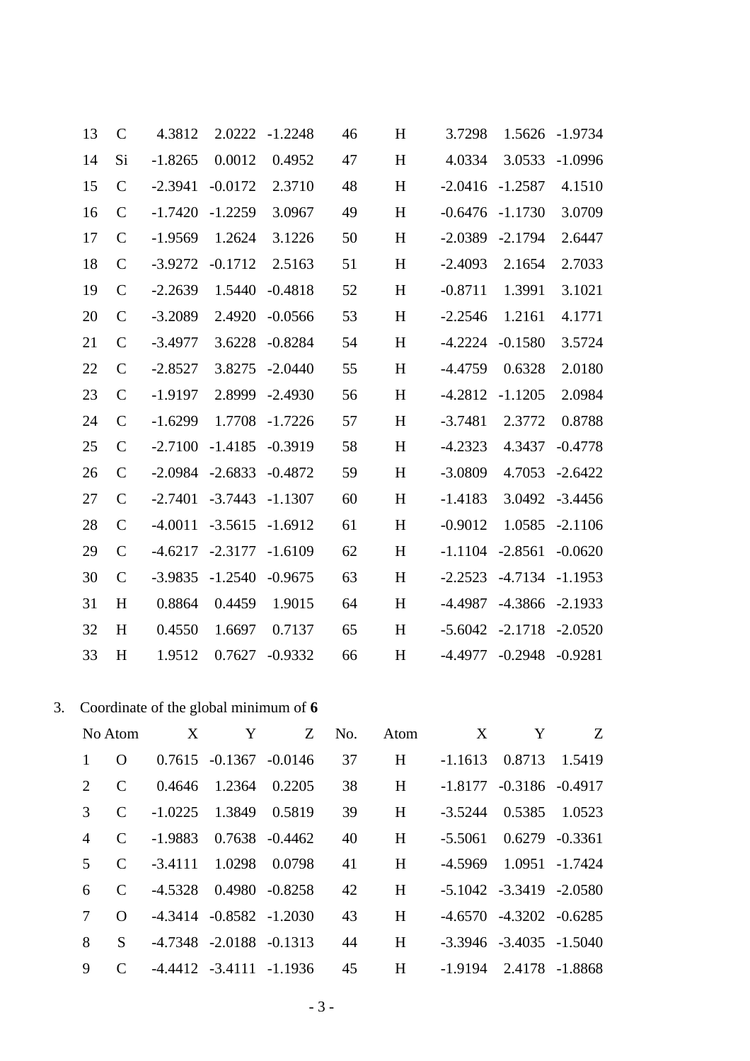| | | | | | | | | | |
|---|---|---|---|---|---|---|---|---|---|
| 13 | C | 4.3812 | 2.0222 | -1.2248 | 46 | H | 3.7298 | 1.5626 | -1.9734 |
| 14 | Si | -1.8265 | 0.0012 | 0.4952 | 47 | H | 4.0334 | 3.0533 | -1.0996 |
| 15 | C | -2.3941 | -0.0172 | 2.3710 | 48 | H | -2.0416 | -1.2587 | 4.1510 |
| 16 | C | -1.7420 | -1.2259 | 3.0967 | 49 | H | -0.6476 | -1.1730 | 3.0709 |
| 17 | C | -1.9569 | 1.2624 | 3.1226 | 50 | H | -2.0389 | -2.1794 | 2.6447 |
| 18 | C | -3.9272 | -0.1712 | 2.5163 | 51 | H | -2.4093 | 2.1654 | 2.7033 |
| 19 | C | -2.2639 | 1.5440 | -0.4818 | 52 | H | -0.8711 | 1.3991 | 3.1021 |
| 20 | C | -3.2089 | 2.4920 | -0.0566 | 53 | H | -2.2546 | 1.2161 | 4.1771 |
| 21 | C | -3.4977 | 3.6228 | -0.8284 | 54 | H | -4.2224 | -0.1580 | 3.5724 |
| 22 | C | -2.8527 | 3.8275 | -2.0440 | 55 | H | -4.4759 | 0.6328 | 2.0180 |
| 23 | C | -1.9197 | 2.8999 | -2.4930 | 56 | H | -4.2812 | -1.1205 | 2.0984 |
| 24 | C | -1.6299 | 1.7708 | -1.7226 | 57 | H | -3.7481 | 2.3772 | 0.8788 |
| 25 | C | -2.7100 | -1.4185 | -0.3919 | 58 | H | -4.2323 | 4.3437 | -0.4778 |
| 26 | C | -2.0984 | -2.6833 | -0.4872 | 59 | H | -3.0809 | 4.7053 | -2.6422 |
| 27 | C | -2.7401 | -3.7443 | -1.1307 | 60 | H | -1.4183 | 3.0492 | -3.4456 |
| 28 | C | -4.0011 | -3.5615 | -1.6912 | 61 | H | -0.9012 | 1.0585 | -2.1106 |
| 29 | C | -4.6217 | -2.3177 | -1.6109 | 62 | H | -1.1104 | -2.8561 | -0.0620 |
| 30 | C | -3.9835 | -1.2540 | -0.9675 | 63 | H | -2.2523 | -4.7134 | -1.1953 |
| 31 | H | 0.8864 | 0.4459 | 1.9015 | 64 | H | -4.4987 | -4.3866 | -2.1933 |
| 32 | H | 0.4550 | 1.6697 | 0.7137 | 65 | H | -5.6042 | -2.1718 | -2.0520 |
| 33 | H | 1.9512 | 0.7627 | -0.9332 | 66 | H | -4.4977 | -0.2948 | -0.9281 |

3. Coordinate of the global minimum of **6**

| No | Atom | X | Y | Z | No. | Atom | X | Y | Z |
|---|---|---|---|---|---|---|---|---|---|
| 1 | O | 0.7615 | -0.1367 | -0.0146 | 37 | H | -1.1613 | 0.8713 | 1.5419 |
| 2 | C | 0.4646 | 1.2364 | 0.2205 | 38 | H | -1.8177 | -0.3186 | -0.4917 |
| 3 | C | -1.0225 | 1.3849 | 0.5819 | 39 | H | -3.5244 | 0.5385 | 1.0523 |
| 4 | C | -1.9883 | 0.7638 | -0.4462 | 40 | H | -5.5061 | 0.6279 | -0.3361 |
| 5 | C | -3.4111 | 1.0298 | 0.0798 | 41 | H | -4.5969 | 1.0951 | -1.7424 |
| 6 | C | -4.5328 | 0.4980 | -0.8258 | 42 | H | -5.1042 | -3.3419 | -2.0580 |
| 7 | O | -4.3414 | -0.8582 | -1.2030 | 43 | H | -4.6570 | -4.3202 | -0.6285 |
| 8 | S | -4.7348 | -2.0188 | -0.1313 | 44 | H | -3.3946 | -3.4035 | -1.5040 |
| 9 | C | -4.4412 | -3.4111 | -1.1936 | 45 | H | -1.9194 | 2.4178 | -1.8868 |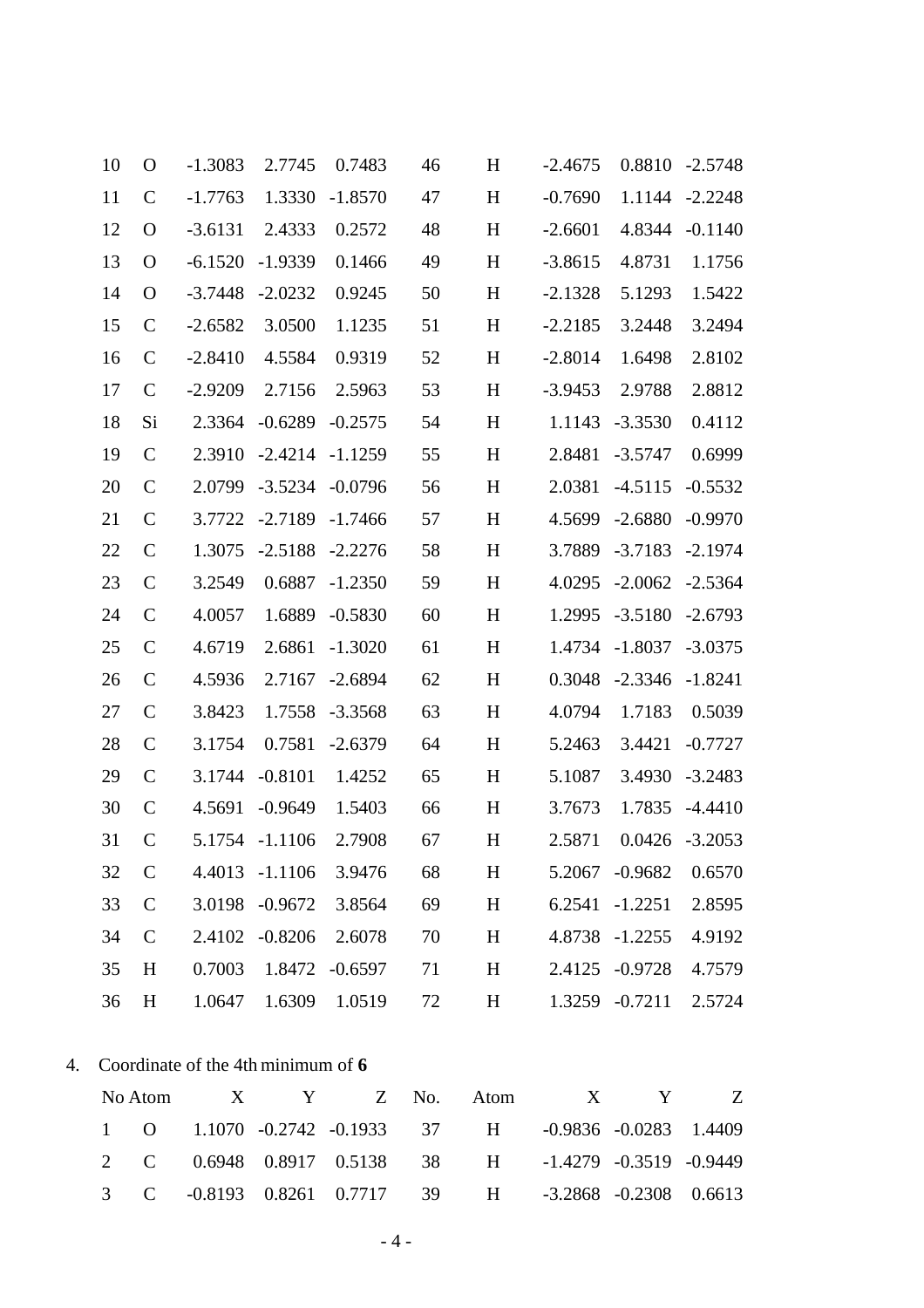| No | Atom | X | Y | Z | No. | Atom | X | Y | Z |
|---|---|---|---|---|---|---|---|---|---|
| 10 | O | -1.3083 | 2.7745 | 0.7483 | 46 | H | -2.4675 | 0.8810 | -2.5748 |
| 11 | C | -1.7763 | 1.3330 | -1.8570 | 47 | H | -0.7690 | 1.1144 | -2.2248 |
| 12 | O | -3.6131 | 2.4333 | 0.2572 | 48 | H | -2.6601 | 4.8344 | -0.1140 |
| 13 | O | -6.1520 | -1.9339 | 0.1466 | 49 | H | -3.8615 | 4.8731 | 1.1756 |
| 14 | O | -3.7448 | -2.0232 | 0.9245 | 50 | H | -2.1328 | 5.1293 | 1.5422 |
| 15 | C | -2.6582 | 3.0500 | 1.1235 | 51 | H | -2.2185 | 3.2448 | 3.2494 |
| 16 | C | -2.8410 | 4.5584 | 0.9319 | 52 | H | -2.8014 | 1.6498 | 2.8102 |
| 17 | C | -2.9209 | 2.7156 | 2.5963 | 53 | H | -3.9453 | 2.9788 | 2.8812 |
| 18 | Si | 2.3364 | -0.6289 | -0.2575 | 54 | H | 1.1143 | -3.3530 | 0.4112 |
| 19 | C | 2.3910 | -2.4214 | -1.1259 | 55 | H | 2.8481 | -3.5747 | 0.6999 |
| 20 | C | 2.0799 | -3.5234 | -0.0796 | 56 | H | 2.0381 | -4.5115 | -0.5532 |
| 21 | C | 3.7722 | -2.7189 | -1.7466 | 57 | H | 4.5699 | -2.6880 | -0.9970 |
| 22 | C | 1.3075 | -2.5188 | -2.2276 | 58 | H | 3.7889 | -3.7183 | -2.1974 |
| 23 | C | 3.2549 | 0.6887 | -1.2350 | 59 | H | 4.0295 | -2.0062 | -2.5364 |
| 24 | C | 4.0057 | 1.6889 | -0.5830 | 60 | H | 1.2995 | -3.5180 | -2.6793 |
| 25 | C | 4.6719 | 2.6861 | -1.3020 | 61 | H | 1.4734 | -1.8037 | -3.0375 |
| 26 | C | 4.5936 | 2.7167 | -2.6894 | 62 | H | 0.3048 | -2.3346 | -1.8241 |
| 27 | C | 3.8423 | 1.7558 | -3.3568 | 63 | H | 4.0794 | 1.7183 | 0.5039 |
| 28 | C | 3.1754 | 0.7581 | -2.6379 | 64 | H | 5.2463 | 3.4421 | -0.7727 |
| 29 | C | 3.1744 | -0.8101 | 1.4252 | 65 | H | 5.1087 | 3.4930 | -3.2483 |
| 30 | C | 4.5691 | -0.9649 | 1.5403 | 66 | H | 3.7673 | 1.7835 | -4.4410 |
| 31 | C | 5.1754 | -1.1106 | 2.7908 | 67 | H | 2.5871 | 0.0426 | -3.2053 |
| 32 | C | 4.4013 | -1.1106 | 3.9476 | 68 | H | 5.2067 | -0.9682 | 0.6570 |
| 33 | C | 3.0198 | -0.9672 | 3.8564 | 69 | H | 6.2541 | -1.2251 | 2.8595 |
| 34 | C | 2.4102 | -0.8206 | 2.6078 | 70 | H | 4.8738 | -1.2255 | 4.9192 |
| 35 | H | 0.7003 | 1.8472 | -0.6597 | 71 | H | 2.4125 | -0.9728 | 4.7579 |
| 36 | H | 1.0647 | 1.6309 | 1.0519 | 72 | H | 1.3259 | -0.7211 | 2.5724 |

4. Coordinate of the 4th minimum of **6**

| No | Atom | X | Y | Z | No. | Atom | X | Y | Z |
|---|---|---|---|---|---|---|---|---|---|
| 1 | O | 1.1070 | -0.2742 | -0.1933 | 37 | H | -0.9836 | -0.0283 | 1.4409 |
| 2 | C | 0.6948 | 0.8917 | 0.5138 | 38 | H | -1.4279 | -0.3519 | -0.9449 |
| 3 | C | -0.8193 | 0.8261 | 0.7717 | 39 | H | -3.2868 | -0.2308 | 0.6613 |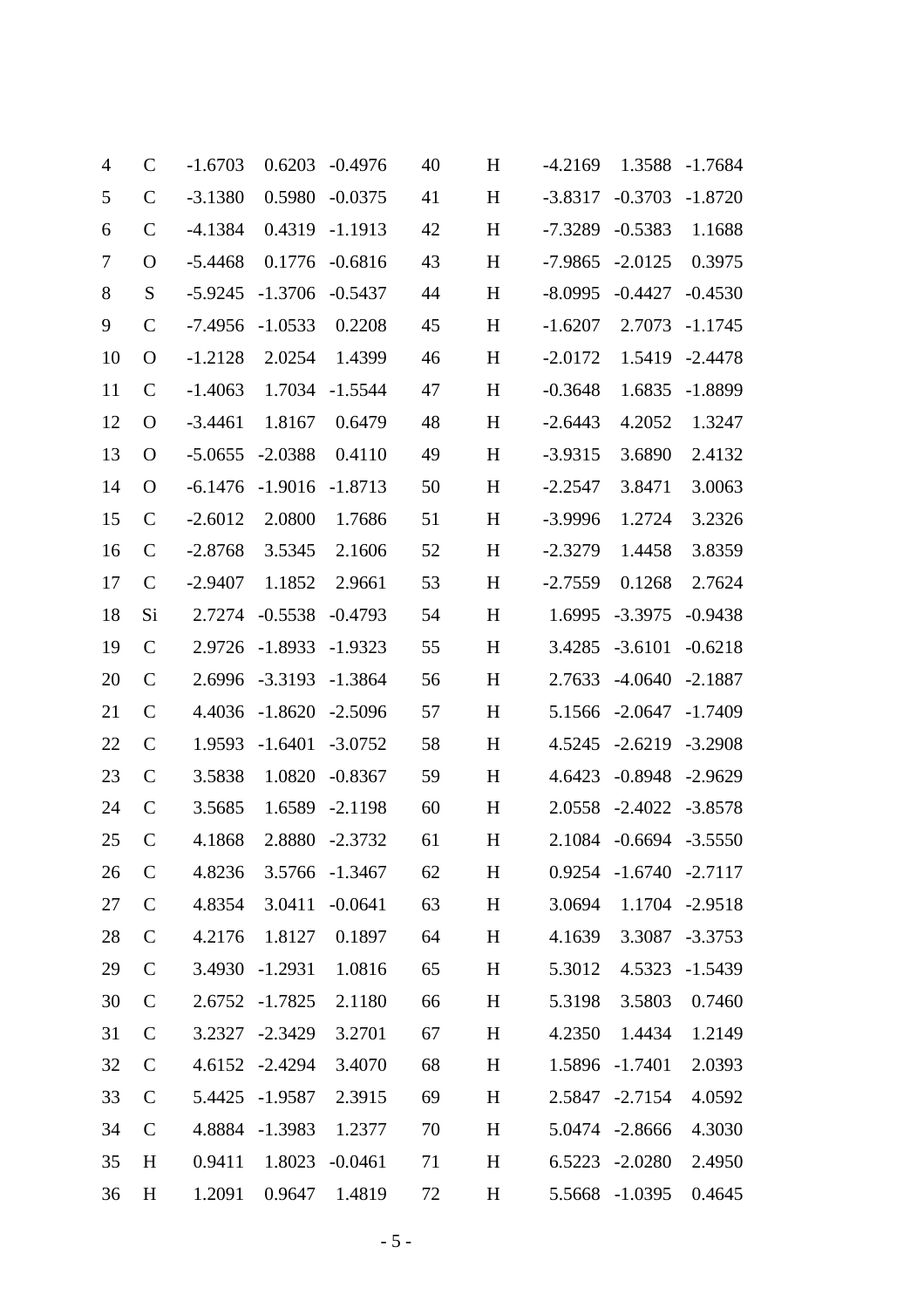| | | | | | | | | | |
|---|---|---|---|---|---|---|---|---|---|
| 4 | C | -1.6703 | 0.6203 | -0.4976 | 40 | H | -4.2169 | 1.3588 | -1.7684 |
| 5 | C | -3.1380 | 0.5980 | -0.0375 | 41 | H | -3.8317 | -0.3703 | -1.8720 |
| 6 | C | -4.1384 | 0.4319 | -1.1913 | 42 | H | -7.3289 | -0.5383 | 1.1688 |
| 7 | O | -5.4468 | 0.1776 | -0.6816 | 43 | H | -7.9865 | -2.0125 | 0.3975 |
| 8 | S | -5.9245 | -1.3706 | -0.5437 | 44 | H | -8.0995 | -0.4427 | -0.4530 |
| 9 | C | -7.4956 | -1.0533 | 0.2208 | 45 | H | -1.6207 | 2.7073 | -1.1745 |
| 10 | O | -1.2128 | 2.0254 | 1.4399 | 46 | H | -2.0172 | 1.5419 | -2.4478 |
| 11 | C | -1.4063 | 1.7034 | -1.5544 | 47 | H | -0.3648 | 1.6835 | -1.8899 |
| 12 | O | -3.4461 | 1.8167 | 0.6479 | 48 | H | -2.6443 | 4.2052 | 1.3247 |
| 13 | O | -5.0655 | -2.0388 | 0.4110 | 49 | H | -3.9315 | 3.6890 | 2.4132 |
| 14 | O | -6.1476 | -1.9016 | -1.8713 | 50 | H | -2.2547 | 3.8471 | 3.0063 |
| 15 | C | -2.6012 | 2.0800 | 1.7686 | 51 | H | -3.9996 | 1.2724 | 3.2326 |
| 16 | C | -2.8768 | 3.5345 | 2.1606 | 52 | H | -2.3279 | 1.4458 | 3.8359 |
| 17 | C | -2.9407 | 1.1852 | 2.9661 | 53 | H | -2.7559 | 0.1268 | 2.7624 |
| 18 | Si | 2.7274 | -0.5538 | -0.4793 | 54 | H | 1.6995 | -3.3975 | -0.9438 |
| 19 | C | 2.9726 | -1.8933 | -1.9323 | 55 | H | 3.4285 | -3.6101 | -0.6218 |
| 20 | C | 2.6996 | -3.3193 | -1.3864 | 56 | H | 2.7633 | -4.0640 | -2.1887 |
| 21 | C | 4.4036 | -1.8620 | -2.5096 | 57 | H | 5.1566 | -2.0647 | -1.7409 |
| 22 | C | 1.9593 | -1.6401 | -3.0752 | 58 | H | 4.5245 | -2.6219 | -3.2908 |
| 23 | C | 3.5838 | 1.0820 | -0.8367 | 59 | H | 4.6423 | -0.8948 | -2.9629 |
| 24 | C | 3.5685 | 1.6589 | -2.1198 | 60 | H | 2.0558 | -2.4022 | -3.8578 |
| 25 | C | 4.1868 | 2.8880 | -2.3732 | 61 | H | 2.1084 | -0.6694 | -3.5550 |
| 26 | C | 4.8236 | 3.5766 | -1.3467 | 62 | H | 0.9254 | -1.6740 | -2.7117 |
| 27 | C | 4.8354 | 3.0411 | -0.0641 | 63 | H | 3.0694 | 1.1704 | -2.9518 |
| 28 | C | 4.2176 | 1.8127 | 0.1897 | 64 | H | 4.1639 | 3.3087 | -3.3753 |
| 29 | C | 3.4930 | -1.2931 | 1.0816 | 65 | H | 5.3012 | 4.5323 | -1.5439 |
| 30 | C | 2.6752 | -1.7825 | 2.1180 | 66 | H | 5.3198 | 3.5803 | 0.7460 |
| 31 | C | 3.2327 | -2.3429 | 3.2701 | 67 | H | 4.2350 | 1.4434 | 1.2149 |
| 32 | C | 4.6152 | -2.4294 | 3.4070 | 68 | H | 1.5896 | -1.7401 | 2.0393 |
| 33 | C | 5.4425 | -1.9587 | 2.3915 | 69 | H | 2.5847 | -2.7154 | 4.0592 |
| 34 | C | 4.8884 | -1.3983 | 1.2377 | 70 | H | 5.0474 | -2.8666 | 4.3030 |
| 35 | H | 0.9411 | 1.8023 | -0.0461 | 71 | H | 6.5223 | -2.0280 | 2.4950 |
| 36 | H | 1.2091 | 0.9647 | 1.4819 | 72 | H | 5.5668 | -1.0395 | 0.4645 |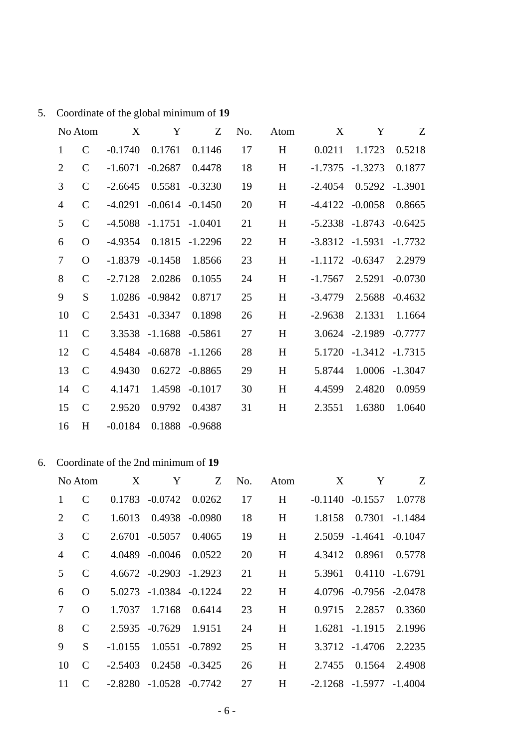5. Coordinate of the global minimum of **19**

| No | Atom | X | Y | Z | No. | Atom | X | Y | Z |
|---|---|---|---|---|---|---|---|---|---|
| 1 | C | -0.1740 | 0.1761 | 0.1146 | 17 | H | 0.0211 | 1.1723 | 0.5218 |
| 2 | C | -1.6071 | -0.2687 | 0.4478 | 18 | H | -1.7375 | -1.3273 | 0.1877 |
| 3 | C | -2.6645 | 0.5581 | -0.3230 | 19 | H | -2.4054 | 0.5292 | -1.3901 |
| 4 | C | -4.0291 | -0.0614 | -0.1450 | 20 | H | -4.4122 | -0.0058 | 0.8665 |
| 5 | C | -4.5088 | -1.1751 | -1.0401 | 21 | H | -5.2338 | -1.8743 | -0.6425 |
| 6 | O | -4.9354 | 0.1815 | -1.2296 | 22 | H | -3.8312 | -1.5931 | -1.7732 |
| 7 | O | -1.8379 | -0.1458 | 1.8566 | 23 | H | -1.1172 | -0.6347 | 2.2979 |
| 8 | C | -2.7128 | 2.0286 | 0.1055 | 24 | H | -1.7567 | 2.5291 | -0.0730 |
| 9 | S | 1.0286 | -0.9842 | 0.8717 | 25 | H | -3.4779 | 2.5688 | -0.4632 |
| 10 | C | 2.5431 | -0.3347 | 0.1898 | 26 | H | -2.9638 | 2.1331 | 1.1664 |
| 11 | C | 3.3538 | -1.1688 | -0.5861 | 27 | H | 3.0624 | -2.1989 | -0.7777 |
| 12 | C | 4.5484 | -0.6878 | -1.1266 | 28 | H | 5.1720 | -1.3412 | -1.7315 |
| 13 | C | 4.9430 | 0.6272 | -0.8865 | 29 | H | 5.8744 | 1.0006 | -1.3047 |
| 14 | C | 4.1471 | 1.4598 | -0.1017 | 30 | H | 4.4599 | 2.4820 | 0.0959 |
| 15 | C | 2.9520 | 0.9792 | 0.4387 | 31 | H | 2.3551 | 1.6380 | 1.0640 |
| 16 | H | -0.0184 | 0.1888 | -0.9688 | | | | | |

6. Coordinate of the 2nd minimum of **19**

| No | Atom | X | Y | Z | No. | Atom | X | Y | Z |
|---|---|---|---|---|---|---|---|---|---|
| 1 | C | 0.1783 | -0.0742 | 0.0262 | 17 | H | -0.1140 | -0.1557 | 1.0778 |
| 2 | C | 1.6013 | 0.4938 | -0.0980 | 18 | H | 1.8158 | 0.7301 | -1.1484 |
| 3 | C | 2.6701 | -0.5057 | 0.4065 | 19 | H | 2.5059 | -1.4641 | -0.1047 |
| 4 | C | 4.0489 | -0.0046 | 0.0522 | 20 | H | 4.3412 | 0.8961 | 0.5778 |
| 5 | C | 4.6672 | -0.2903 | -1.2923 | 21 | H | 5.3961 | 0.4110 | -1.6791 |
| 6 | O | 5.0273 | -1.0384 | -0.1224 | 22 | H | 4.0796 | -0.7956 | -2.0478 |
| 7 | O | 1.7037 | 1.7168 | 0.6414 | 23 | H | 0.9715 | 2.2857 | 0.3360 |
| 8 | C | 2.5935 | -0.7629 | 1.9151 | 24 | H | 1.6281 | -1.1915 | 2.1996 |
| 9 | S | -1.0155 | 1.0551 | -0.7892 | 25 | H | 3.3712 | -1.4706 | 2.2235 |
| 10 | C | -2.5403 | 0.2458 | -0.3425 | 26 | H | 2.7455 | 0.1564 | 2.4908 |
| 11 | C | -2.8280 | -1.0528 | -0.7742 | 27 | H | -2.1268 | -1.5977 | -1.4004 |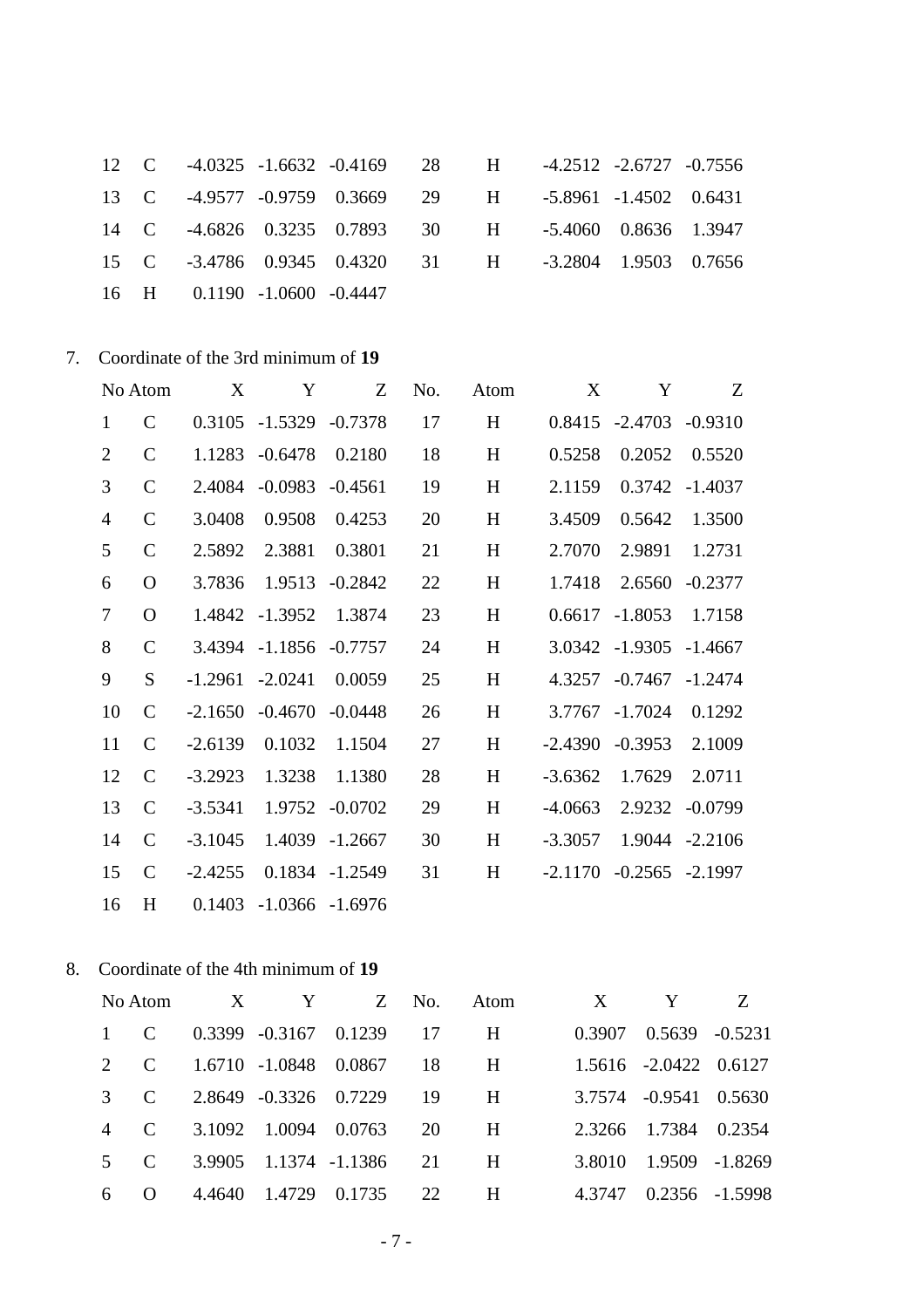| | | | | | | | | | |
|---|---|---|---|---|---|---|---|---|---|
| 12 | C | -4.0325 | -1.6632 | -0.4169 | 28 | H | -4.2512 | -2.6727 | -0.7556 |
| 13 | C | -4.9577 | -0.9759 | 0.3669 | 29 | H | -5.8961 | -1.4502 | 0.6431 |
| 14 | C | -4.6826 | 0.3235 | 0.7893 | 30 | H | -5.4060 | 0.8636 | 1.3947 |
| 15 | C | -3.4786 | 0.9345 | 0.4320 | 31 | H | -3.2804 | 1.9503 | 0.7656 |
| 16 | H | 0.1190 | -1.0600 | -0.4447 | | | | | |

7. Coordinate of the 3rd minimum of **19**

| No | Atom | X | Y | Z | No. | Atom | X | Y | Z |
|---|---|---|---|---|---|---|---|---|---|
| 1 | C | 0.3105 | -1.5329 | -0.7378 | 17 | H | 0.8415 | -2.4703 | -0.9310 |
| 2 | C | 1.1283 | -0.6478 | 0.2180 | 18 | H | 0.5258 | 0.2052 | 0.5520 |
| 3 | C | 2.4084 | -0.0983 | -0.4561 | 19 | H | 2.1159 | 0.3742 | -1.4037 |
| 4 | C | 3.0408 | 0.9508 | 0.4253 | 20 | H | 3.4509 | 0.5642 | 1.3500 |
| 5 | C | 2.5892 | 2.3881 | 0.3801 | 21 | H | 2.7070 | 2.9891 | 1.2731 |
| 6 | O | 3.7836 | 1.9513 | -0.2842 | 22 | H | 1.7418 | 2.6560 | -0.2377 |
| 7 | O | 1.4842 | -1.3952 | 1.3874 | 23 | H | 0.6617 | -1.8053 | 1.7158 |
| 8 | C | 3.4394 | -1.1856 | -0.7757 | 24 | H | 3.0342 | -1.9305 | -1.4667 |
| 9 | S | -1.2961 | -2.0241 | 0.0059 | 25 | H | 4.3257 | -0.7467 | -1.2474 |
| 10 | C | -2.1650 | -0.4670 | -0.0448 | 26 | H | 3.7767 | -1.7024 | 0.1292 |
| 11 | C | -2.6139 | 0.1032 | 1.1504 | 27 | H | -2.4390 | -0.3953 | 2.1009 |
| 12 | C | -3.2923 | 1.3238 | 1.1380 | 28 | H | -3.6362 | 1.7629 | 2.0711 |
| 13 | C | -3.5341 | 1.9752 | -0.0702 | 29 | H | -4.0663 | 2.9232 | -0.0799 |
| 14 | C | -3.1045 | 1.4039 | -1.2667 | 30 | H | -3.3057 | 1.9044 | -2.2106 |
| 15 | C | -2.4255 | 0.1834 | -1.2549 | 31 | H | -2.1170 | -0.2565 | -2.1997 |
| 16 | H | 0.1403 | -1.0366 | -1.6976 | | | | | |

8. Coordinate of the 4th minimum of **19**

| No | Atom | X | Y | Z | No. | Atom | X | Y | Z |
|---|---|---|---|---|---|---|---|---|---|
| 1 | C | 0.3399 | -0.3167 | 0.1239 | 17 | H | 0.3907 | 0.5639 | -0.5231 |
| 2 | C | 1.6710 | -1.0848 | 0.0867 | 18 | H | 1.5616 | -2.0422 | 0.6127 |
| 3 | C | 2.8649 | -0.3326 | 0.7229 | 19 | H | 3.7574 | -0.9541 | 0.5630 |
| 4 | C | 3.1092 | 1.0094 | 0.0763 | 20 | H | 2.3266 | 1.7384 | 0.2354 |
| 5 | C | 3.9905 | 1.1374 | -1.1386 | 21 | H | 3.8010 | 1.9509 | -1.8269 |
| 6 | O | 4.4640 | 1.4729 | 0.1735 | 22 | H | 4.3747 | 0.2356 | -1.5998 |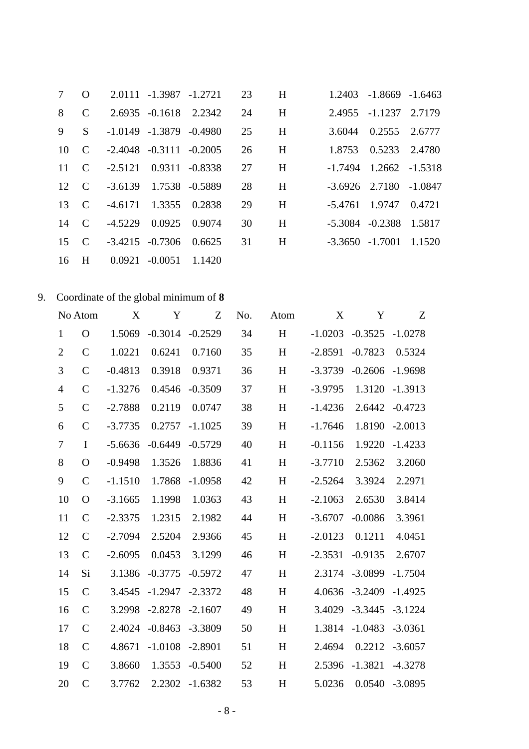| | | | | | | | | | |
|---|---|---|---|---|---|---|---|---|---|
| 7 | O | 2.0111 | -1.3987 | -1.2721 | 23 | H | 1.2403 | -1.8669 | -1.6463 |
| 8 | C | 2.6935 | -0.1618 | 2.2342 | 24 | H | 2.4955 | -1.1237 | 2.7179 |
| 9 | S | -1.0149 | -1.3879 | -0.4980 | 25 | H | 3.6044 | 0.2555 | 2.6777 |
| 10 | C | -2.4048 | -0.3111 | -0.2005 | 26 | H | 1.8753 | 0.5233 | 2.4780 |
| 11 | C | -2.5121 | 0.9311 | -0.8338 | 27 | H | -1.7494 | 1.2662 | -1.5318 |
| 12 | C | -3.6139 | 1.7538 | -0.5889 | 28 | H | -3.6926 | 2.7180 | -1.0847 |
| 13 | C | -4.6171 | 1.3355 | 0.2838 | 29 | H | -5.4761 | 1.9747 | 0.4721 |
| 14 | C | -4.5229 | 0.0925 | 0.9074 | 30 | H | -5.3084 | -0.2388 | 1.5817 |
| 15 | C | -3.4215 | -0.7306 | 0.6625 | 31 | H | -3.3650 | -1.7001 | 1.1520 |
| 16 | H | 0.0921 | -0.0051 | 1.1420 | | | | | |

9. Coordinate of the global minimum of **8**

| No | Atom | X | Y | Z | No. | Atom | X | Y | Z |
|---|---|---|---|---|---|---|---|---|---|
| 1 | O | 1.5069 | -0.3014 | -0.2529 | 34 | H | -1.0203 | -0.3525 | -1.0278 |
| 2 | C | 1.0221 | 0.6241 | 0.7160 | 35 | H | -2.8591 | -0.7823 | 0.5324 |
| 3 | C | -0.4813 | 0.3918 | 0.9371 | 36 | H | -3.3739 | -0.2606 | -1.9698 |
| 4 | C | -1.3276 | 0.4546 | -0.3509 | 37 | H | -3.9795 | 1.3120 | -1.3913 |
| 5 | C | -2.7888 | 0.2119 | 0.0747 | 38 | H | -1.4236 | 2.6442 | -0.4723 |
| 6 | C | -3.7735 | 0.2757 | -1.1025 | 39 | H | -1.7646 | 1.8190 | -2.0013 |
| 7 | I | -5.6636 | -0.6449 | -0.5729 | 40 | H | -0.1156 | 1.9220 | -1.4233 |
| 8 | O | -0.9498 | 1.3526 | 1.8836 | 41 | H | -3.7710 | 2.5362 | 3.2060 |
| 9 | C | -1.1510 | 1.7868 | -1.0958 | 42 | H | -2.5264 | 3.3924 | 2.2971 |
| 10 | O | -3.1665 | 1.1998 | 1.0363 | 43 | H | -2.1063 | 2.6530 | 3.8414 |
| 11 | C | -2.3375 | 1.2315 | 2.1982 | 44 | H | -3.6707 | -0.0086 | 3.3961 |
| 12 | C | -2.7094 | 2.5204 | 2.9366 | 45 | H | -2.0123 | 0.1211 | 4.0451 |
| 13 | C | -2.6095 | 0.0453 | 3.1299 | 46 | H | -2.3531 | -0.9135 | 2.6707 |
| 14 | Si | 3.1386 | -0.3775 | -0.5972 | 47 | H | 2.3174 | -3.0899 | -1.7504 |
| 15 | C | 3.4545 | -1.2947 | -2.3372 | 48 | H | 4.0636 | -3.2409 | -1.4925 |
| 16 | C | 3.2998 | -2.8278 | -2.1607 | 49 | H | 3.4029 | -3.3445 | -3.1224 |
| 17 | C | 2.4024 | -0.8463 | -3.3809 | 50 | H | 1.3814 | -1.0483 | -3.0361 |
| 18 | C | 4.8671 | -1.0108 | -2.8901 | 51 | H | 2.4694 | 0.2212 | -3.6057 |
| 19 | C | 3.8660 | 1.3553 | -0.5400 | 52 | H | 2.5396 | -1.3821 | -4.3278 |
| 20 | C | 3.7762 | 2.2302 | -1.6382 | 53 | H | 5.0236 | 0.0540 | -3.0895 |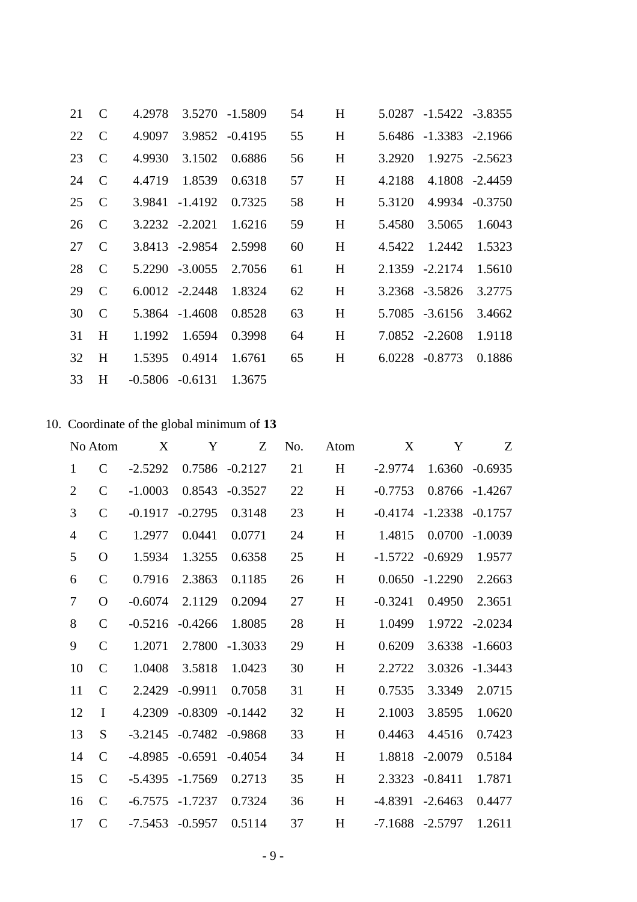| | | | | | | | | | |
|---|---|---|---|---|---|---|---|---|---|
| 21 | C | 4.2978 | 3.5270 | -1.5809 | 54 | H | 5.0287 | -1.5422 | -3.8355 |
| 22 | C | 4.9097 | 3.9852 | -0.4195 | 55 | H | 5.6486 | -1.3383 | -2.1966 |
| 23 | C | 4.9930 | 3.1502 | 0.6886 | 56 | H | 3.2920 | 1.9275 | -2.5623 |
| 24 | C | 4.4719 | 1.8539 | 0.6318 | 57 | H | 4.2188 | 4.1808 | -2.4459 |
| 25 | C | 3.9841 | -1.4192 | 0.7325 | 58 | H | 5.3120 | 4.9934 | -0.3750 |
| 26 | C | 3.2232 | -2.2021 | 1.6216 | 59 | H | 5.4580 | 3.5065 | 1.6043 |
| 27 | C | 3.8413 | -2.9854 | 2.5998 | 60 | H | 4.5422 | 1.2442 | 1.5323 |
| 28 | C | 5.2290 | -3.0055 | 2.7056 | 61 | H | 2.1359 | -2.2174 | 1.5610 |
| 29 | C | 6.0012 | -2.2448 | 1.8324 | 62 | H | 3.2368 | -3.5826 | 3.2775 |
| 30 | C | 5.3864 | -1.4608 | 0.8528 | 63 | H | 5.7085 | -3.6156 | 3.4662 |
| 31 | H | 1.1992 | 1.6594 | 0.3998 | 64 | H | 7.0852 | -2.2608 | 1.9118 |
| 32 | H | 1.5395 | 0.4914 | 1.6761 | 65 | H | 6.0228 | -0.8773 | 0.1886 |
| 33 | H | -0.5806 | -0.6131 | 1.3675 | | | | | |

10. Coordinate of the global minimum of **13**

| No | Atom | X | Y | Z | No. | Atom | X | Y | Z |
|---|---|---|---|---|---|---|---|---|---|
| 1 | C | -2.5292 | 0.7586 | -0.2127 | 21 | H | -2.9774 | 1.6360 | -0.6935 |
| 2 | C | -1.0003 | 0.8543 | -0.3527 | 22 | H | -0.7753 | 0.8766 | -1.4267 |
| 3 | C | -0.1917 | -0.2795 | 0.3148 | 23 | H | -0.4174 | -1.2338 | -0.1757 |
| 4 | C | 1.2977 | 0.0441 | 0.0771 | 24 | H | 1.4815 | 0.0700 | -1.0039 |
| 5 | O | 1.5934 | 1.3255 | 0.6358 | 25 | H | -1.5722 | -0.6929 | 1.9577 |
| 6 | C | 0.7916 | 2.3863 | 0.1185 | 26 | H | 0.0650 | -1.2290 | 2.2663 |
| 7 | O | -0.6074 | 2.1129 | 0.2094 | 27 | H | -0.3241 | 0.4950 | 2.3651 |
| 8 | C | -0.5216 | -0.4266 | 1.8085 | 28 | H | 1.0499 | 1.9722 | -2.0234 |
| 9 | C | 1.2071 | 2.7800 | -1.3033 | 29 | H | 0.6209 | 3.6338 | -1.6603 |
| 10 | C | 1.0408 | 3.5818 | 1.0423 | 30 | H | 2.2722 | 3.0326 | -1.3443 |
| 11 | C | 2.2429 | -0.9911 | 0.7058 | 31 | H | 0.7535 | 3.3349 | 2.0715 |
| 12 | I | 4.2309 | -0.8309 | -0.1442 | 32 | H | 2.1003 | 3.8595 | 1.0620 |
| 13 | S | -3.2145 | -0.7482 | -0.9868 | 33 | H | 0.4463 | 4.4516 | 0.7423 |
| 14 | C | -4.8985 | -0.6591 | -0.4054 | 34 | H | 1.8818 | -2.0079 | 0.5184 |
| 15 | C | -5.4395 | -1.7569 | 0.2713 | 35 | H | 2.3323 | -0.8411 | 1.7871 |
| 16 | C | -6.7575 | -1.7237 | 0.7324 | 36 | H | -4.8391 | -2.6463 | 0.4477 |
| 17 | C | -7.5453 | -0.5957 | 0.5114 | 37 | H | -7.1688 | -2.5797 | 1.2611 |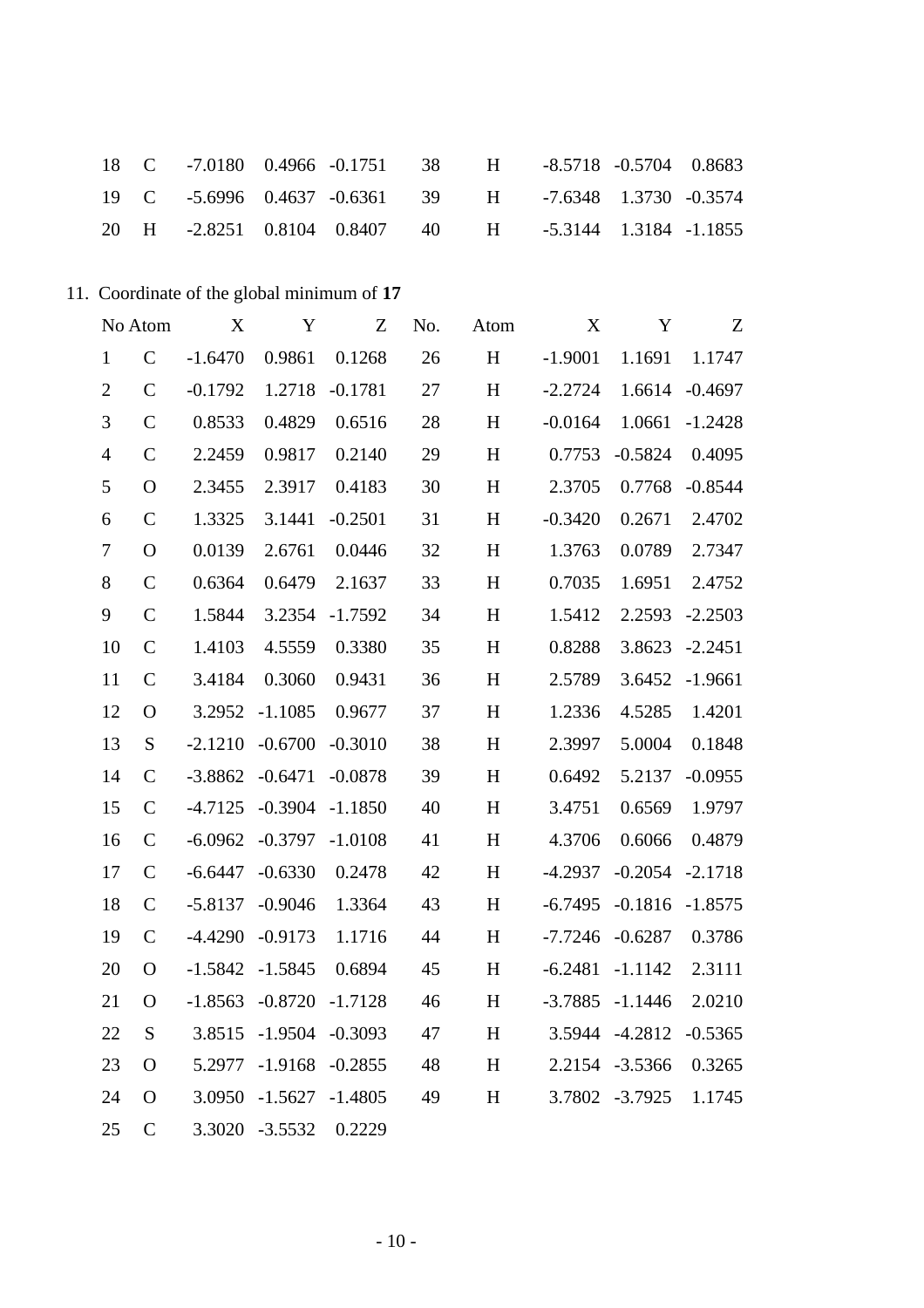| | | | | | | | | | |
|---|---|---|---|---|---|---|---|---|---|
| 18 | C | -7.0180 | 0.4966 | -0.1751 | 38 | H | -8.5718 | -0.5704 | 0.8683 |
| 19 | C | -5.6996 | 0.4637 | -0.6361 | 39 | H | -7.6348 | 1.3730 | -0.3574 |
| 20 | H | -2.8251 | 0.8104 | 0.8407 | 40 | H | -5.3144 | 1.3184 | -1.1855 |

11. Coordinate of the global minimum of **17**

| No | Atom | X | Y | Z | No. | Atom | X | Y | Z |
|---|---|---|---|---|---|---|---|---|---|
| 1 | C | -1.6470 | 0.9861 | 0.1268 | 26 | H | -1.9001 | 1.1691 | 1.1747 |
| 2 | C | -0.1792 | 1.2718 | -0.1781 | 27 | H | -2.2724 | 1.6614 | -0.4697 |
| 3 | C | 0.8533 | 0.4829 | 0.6516 | 28 | H | -0.0164 | 1.0661 | -1.2428 |
| 4 | C | 2.2459 | 0.9817 | 0.2140 | 29 | H | 0.7753 | -0.5824 | 0.4095 |
| 5 | O | 2.3455 | 2.3917 | 0.4183 | 30 | H | 2.3705 | 0.7768 | -0.8544 |
| 6 | C | 1.3325 | 3.1441 | -0.2501 | 31 | H | -0.3420 | 0.2671 | 2.4702 |
| 7 | O | 0.0139 | 2.6761 | 0.0446 | 32 | H | 1.3763 | 0.0789 | 2.7347 |
| 8 | C | 0.6364 | 0.6479 | 2.1637 | 33 | H | 0.7035 | 1.6951 | 2.4752 |
| 9 | C | 1.5844 | 3.2354 | -1.7592 | 34 | H | 1.5412 | 2.2593 | -2.2503 |
| 10 | C | 1.4103 | 4.5559 | 0.3380 | 35 | H | 0.8288 | 3.8623 | -2.2451 |
| 11 | C | 3.4184 | 0.3060 | 0.9431 | 36 | H | 2.5789 | 3.6452 | -1.9661 |
| 12 | O | 3.2952 | -1.1085 | 0.9677 | 37 | H | 1.2336 | 4.5285 | 1.4201 |
| 13 | S | -2.1210 | -0.6700 | -0.3010 | 38 | H | 2.3997 | 5.0004 | 0.1848 |
| 14 | C | -3.8862 | -0.6471 | -0.0878 | 39 | H | 0.6492 | 5.2137 | -0.0955 |
| 15 | C | -4.7125 | -0.3904 | -1.1850 | 40 | H | 3.4751 | 0.6569 | 1.9797 |
| 16 | C | -6.0962 | -0.3797 | -1.0108 | 41 | H | 4.3706 | 0.6066 | 0.4879 |
| 17 | C | -6.6447 | -0.6330 | 0.2478 | 42 | H | -4.2937 | -0.2054 | -2.1718 |
| 18 | C | -5.8137 | -0.9046 | 1.3364 | 43 | H | -6.7495 | -0.1816 | -1.8575 |
| 19 | C | -4.4290 | -0.9173 | 1.1716 | 44 | H | -7.7246 | -0.6287 | 0.3786 |
| 20 | O | -1.5842 | -1.5845 | 0.6894 | 45 | H | -6.2481 | -1.1142 | 2.3111 |
| 21 | O | -1.8563 | -0.8720 | -1.7128 | 46 | H | -3.7885 | -1.1446 | 2.0210 |
| 22 | S | 3.8515 | -1.9504 | -0.3093 | 47 | H | 3.5944 | -4.2812 | -0.5365 |
| 23 | O | 5.2977 | -1.9168 | -0.2855 | 48 | H | 2.2154 | -3.5366 | 0.3265 |
| 24 | O | 3.0950 | -1.5627 | -1.4805 | 49 | H | 3.7802 | -3.7925 | 1.1745 |
| 25 | C | 3.3020 | -3.5532 | 0.2229 | | | | | |